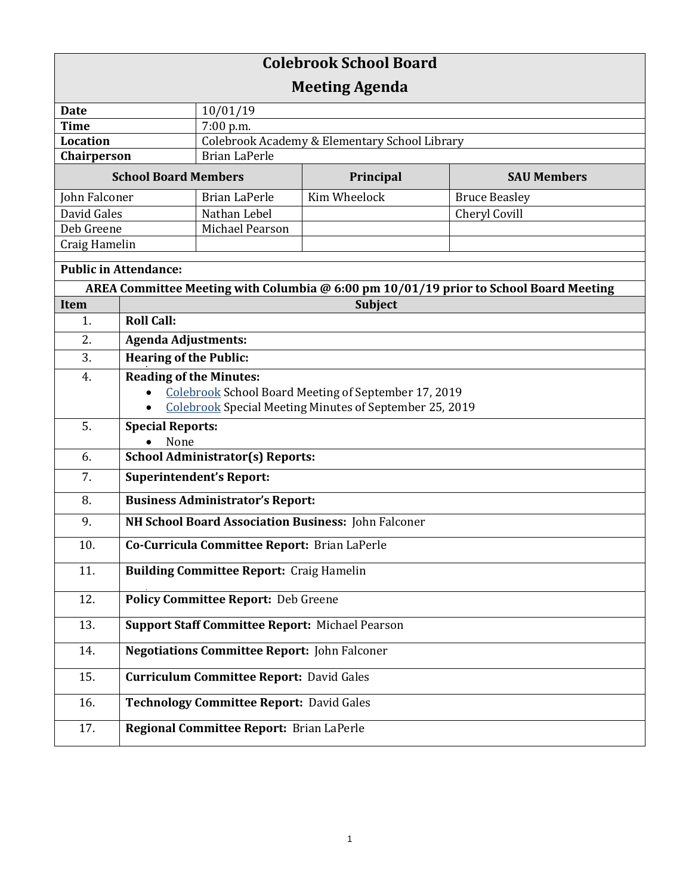# Colebrook School Board
## Meeting Agenda

| | |
|---|---|
| **Date** | 10/01/19 |
| **Time** | 7:00 p.m. |
| **Location** | Colebrook Academy & Elementary School Library |
| **Chairperson** | Brian LaPerle |

| **School Board Members** | | **Principal** | **SAU Members** |
|---|---|---|---|
| John Falconer | Brian LaPerle | Kim Wheelock | Bruce Beasley |
| David Gales | Nathan Lebel | | Cheryl Covill |
| Deb Greene | Michael Pearson | | |
| Craig Hamelin | | | |

**Public in Attendance:**

**AREA Committee Meeting with Columbia @ 6:00 pm 10/01/19 prior to School Board Meeting**

| **Item** | **Subject** |
|---|---|
| 1. | **Roll Call:** |
| 2. | **Agenda Adjustments:** |
| 3. | **Hearing of the Public:** |
| 4. | **Reading of the Minutes:**<br>• Colebrook School Board Meeting of September 17, 2019<br>• Colebrook Special Meeting Minutes of September 25, 2019 |
| 5. | **Special Reports:**<br>• None |
| 6. | **School Administrator(s) Reports:** |
| 7. | **Superintendent's Report:** |
| 8. | **Business Administrator's Report:** |
| 9. | **NH School Board Association Business:** John Falconer |
| 10. | **Co-Curricula Committee Report:** Brian LaPerle |
| 11. | **Building Committee Report:** Craig Hamelin |
| 12. | **Policy Committee Report:** Deb Greene |
| 13. | **Support Staff Committee Report:** Michael Pearson |
| 14. | **Negotiations Committee Report:** John Falconer |
| 15. | **Curriculum Committee Report:** David Gales |
| 16. | **Technology Committee Report:** David Gales |
| 17. | **Regional Committee Report:** Brian LaPerle |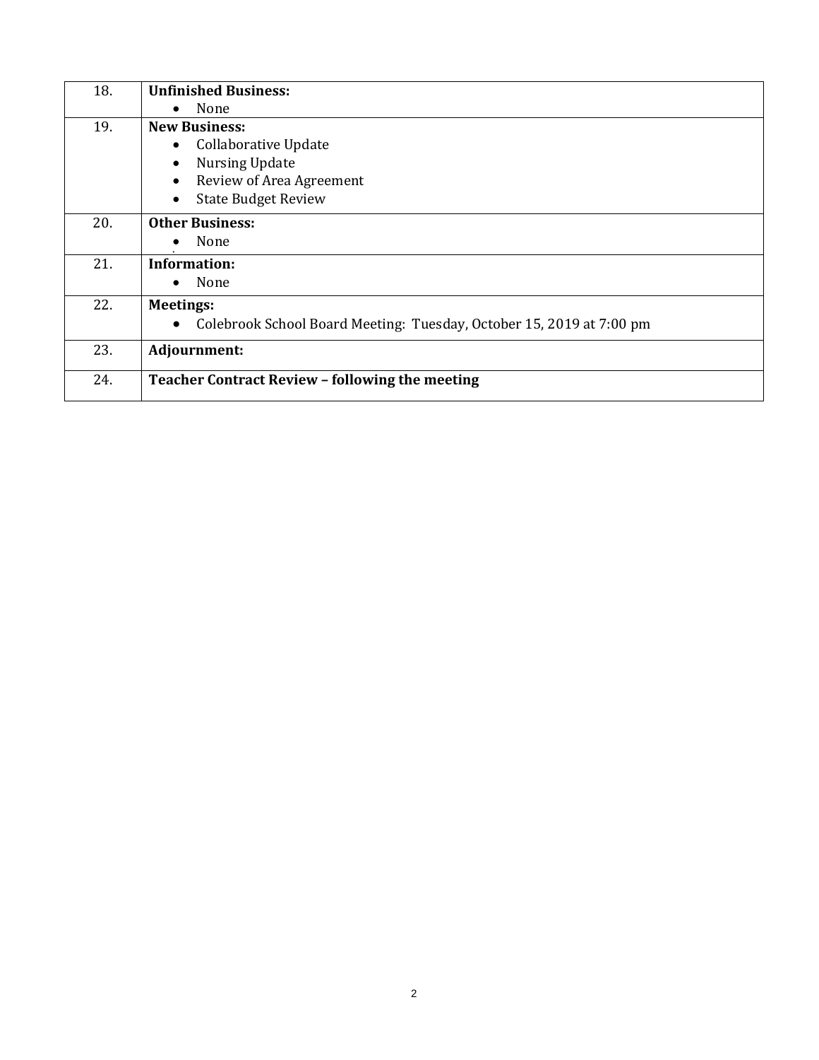| | |
|---|---|
| 18. | **Unfinished Business:**<br>• None |
| 19. | **New Business:**<br>• Collaborative Update<br>• Nursing Update<br>• Review of Area Agreement<br>• State Budget Review |
| 20. | **Other Business:**<br>• None |
| 21. | **Information:**<br>• None |
| 22. | **Meetings:**<br>• Colebrook School Board Meeting: Tuesday, October 15, 2019 at 7:00 pm |
| 23. | **Adjournment:** |
| 24. | **Teacher Contract Review – following the meeting** |